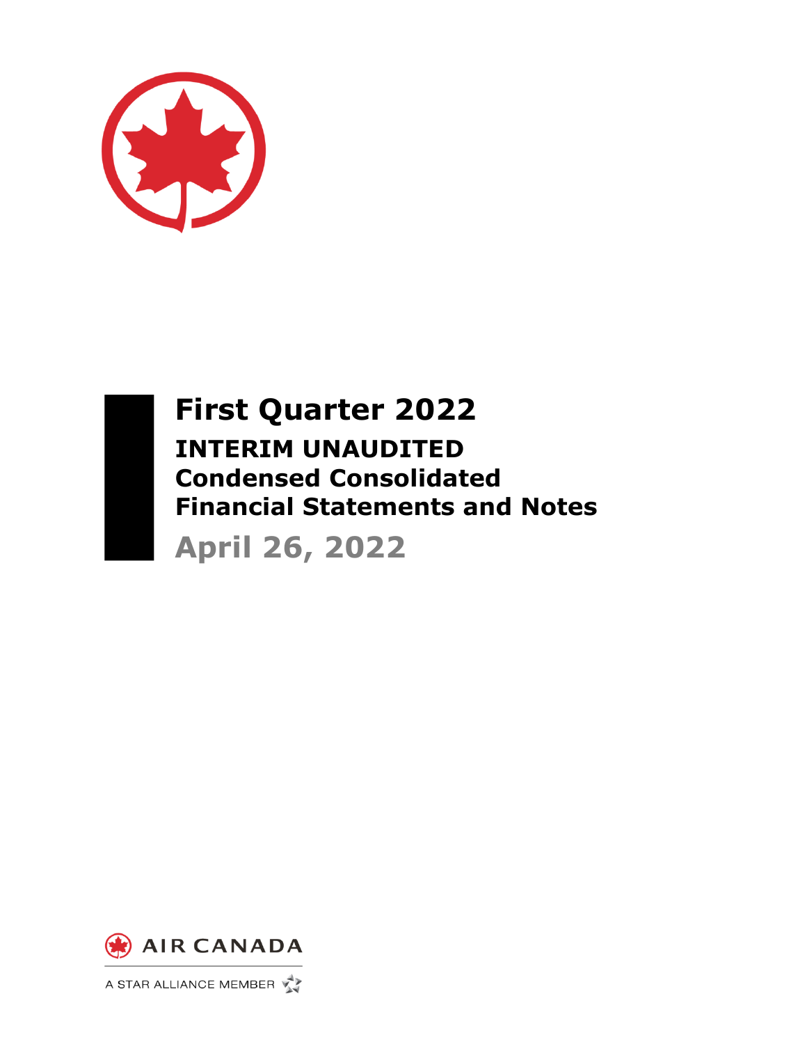# First Quarter 2022

## INTERIM UNAUDITED
## Condensed Consolidated
## Financial Statements and Notes

**April 26, 2022**

AIR CANADA

A STAR ALLIANCE MEMBER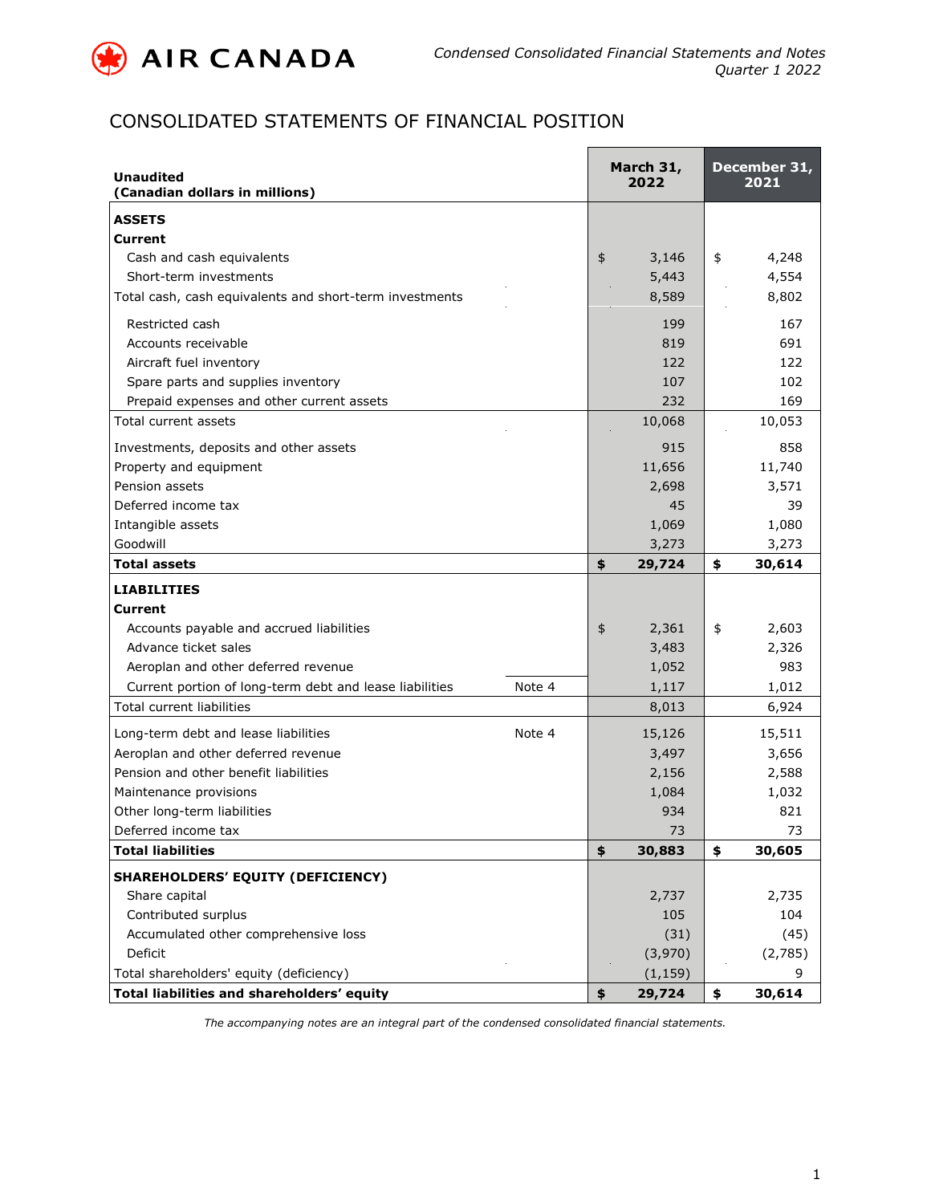# CONSOLIDATED STATEMENTS OF FINANCIAL POSITION

| Unaudited (Canadian dollars in millions) | | March 31, 2022 | December 31, 2021 |
|---|---|---|---|
| **ASSETS** | | | |
| **Current** | | | |
| Cash and cash equivalents | | $ 3,146 | $ 4,248 |
| Short-term investments | | 5,443 | 4,554 |
| Total cash, cash equivalents and short-term investments | | 8,589 | 8,802 |
| Restricted cash | | 199 | 167 |
| Accounts receivable | | 819 | 691 |
| Aircraft fuel inventory | | 122 | 122 |
| Spare parts and supplies inventory | | 107 | 102 |
| Prepaid expenses and other current assets | | 232 | 169 |
| Total current assets | | 10,068 | 10,053 |
| Investments, deposits and other assets | | 915 | 858 |
| Property and equipment | | 11,656 | 11,740 |
| Pension assets | | 2,698 | 3,571 |
| Deferred income tax | | 45 | 39 |
| Intangible assets | | 1,069 | 1,080 |
| Goodwill | | 3,273 | 3,273 |
| **Total assets** | | **$ 29,724** | **$ 30,614** |
| **LIABILITIES** | | | |
| **Current** | | | |
| Accounts payable and accrued liabilities | | $ 2,361 | $ 2,603 |
| Advance ticket sales | | 3,483 | 2,326 |
| Aeroplan and other deferred revenue | | 1,052 | 983 |
| Current portion of long-term debt and lease liabilities | Note 4 | 1,117 | 1,012 |
| Total current liabilities | | 8,013 | 6,924 |
| Long-term debt and lease liabilities | Note 4 | 15,126 | 15,511 |
| Aeroplan and other deferred revenue | | 3,497 | 3,656 |
| Pension and other benefit liabilities | | 2,156 | 2,588 |
| Maintenance provisions | | 1,084 | 1,032 |
| Other long-term liabilities | | 934 | 821 |
| Deferred income tax | | 73 | 73 |
| **Total liabilities** | | **$ 30,883** | **$ 30,605** |
| **SHAREHOLDERS' EQUITY (DEFICIENCY)** | | | |
| Share capital | | 2,737 | 2,735 |
| Contributed surplus | | 105 | 104 |
| Accumulated other comprehensive loss | | (31) | (45) |
| Deficit | | (3,970) | (2,785) |
| Total shareholders' equity (deficiency) | | (1,159) | 9 |
| **Total liabilities and shareholders' equity** | | **$ 29,724** | **$ 30,614** |

*The accompanying notes are an integral part of the condensed consolidated financial statements.*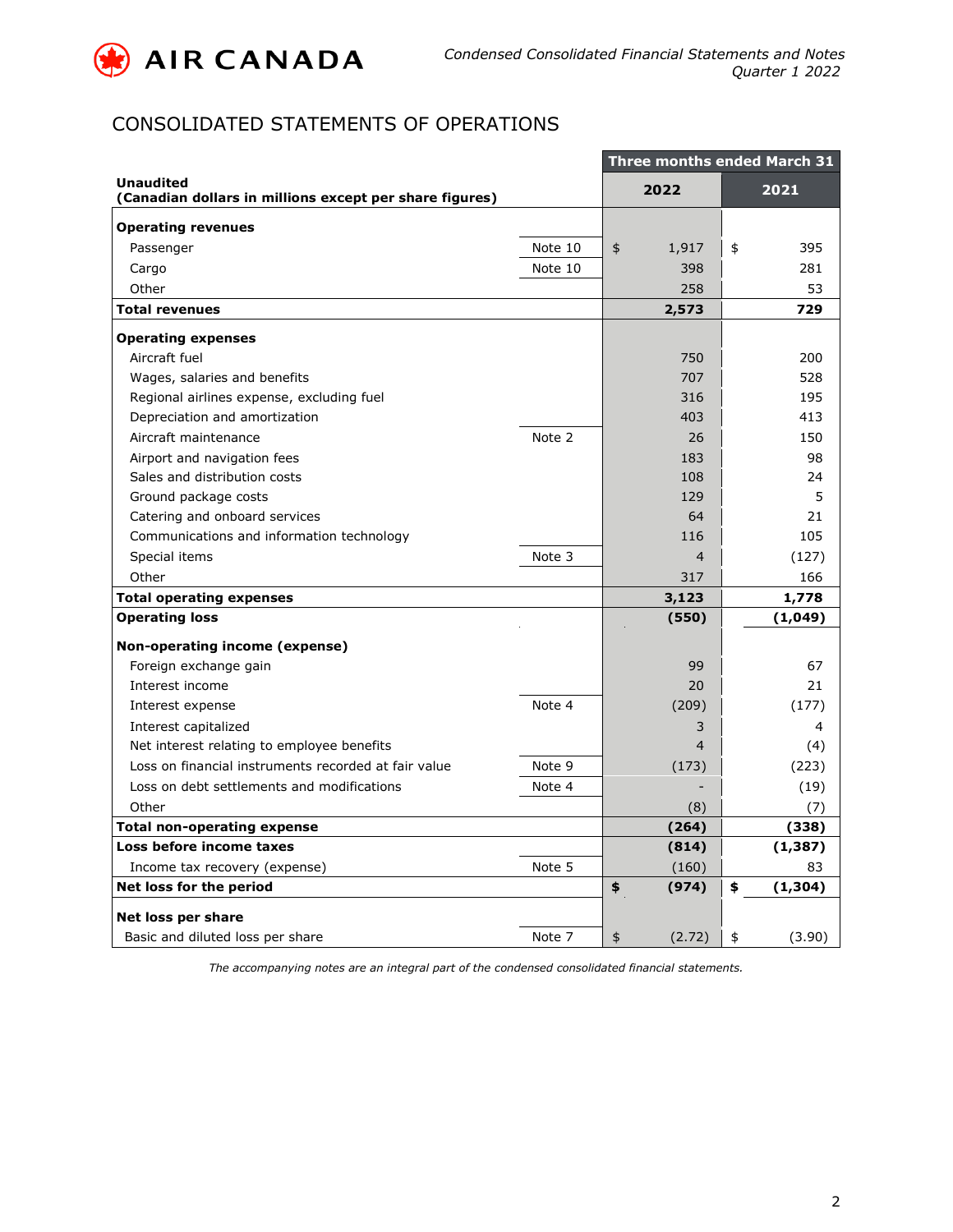# CONSOLIDATED STATEMENTS OF OPERATIONS

| **Unaudited** **(Canadian dollars in millions except per share figures)** | | **Three months ended March 31** **2022** | **2021** |
|---|---|---|---|
| **Operating revenues** | | | |
| Passenger | Note 10 | $ 1,917 | $ 395 |
| Cargo | Note 10 | 398 | 281 |
| Other | | 258 | 53 |
| **Total revenues** | | **2,573** | **729** |
| **Operating expenses** | | | |
| Aircraft fuel | | 750 | 200 |
| Wages, salaries and benefits | | 707 | 528 |
| Regional airlines expense, excluding fuel | | 316 | 195 |
| Depreciation and amortization | | 403 | 413 |
| Aircraft maintenance | Note 2 | 26 | 150 |
| Airport and navigation fees | | 183 | 98 |
| Sales and distribution costs | | 108 | 24 |
| Ground package costs | | 129 | 5 |
| Catering and onboard services | | 64 | 21 |
| Communications and information technology | | 116 | 105 |
| Special items | Note 3 | 4 | (127) |
| Other | | 317 | 166 |
| **Total operating expenses** | | **3,123** | **1,778** |
| **Operating loss** | | **(550)** | **(1,049)** |
| **Non-operating income (expense)** | | | |
| Foreign exchange gain | | 99 | 67 |
| Interest income | | 20 | 21 |
| Interest expense | Note 4 | (209) | (177) |
| Interest capitalized | | 3 | 4 |
| Net interest relating to employee benefits | | 4 | (4) |
| Loss on financial instruments recorded at fair value | Note 9 | (173) | (223) |
| Loss on debt settlements and modifications | Note 4 | - | (19) |
| Other | | (8) | (7) |
| **Total non-operating expense** | | **(264)** | **(338)** |
| **Loss before income taxes** | | **(814)** | **(1,387)** |
| Income tax recovery (expense) | Note 5 | (160) | 83 |
| **Net loss for the period** | | **$ (974)** | **$ (1,304)** |
| **Net loss per share** | | | |
| Basic and diluted loss per share | Note 7 | $ (2.72) | $ (3.90) |

*The accompanying notes are an integral part of the condensed consolidated financial statements.*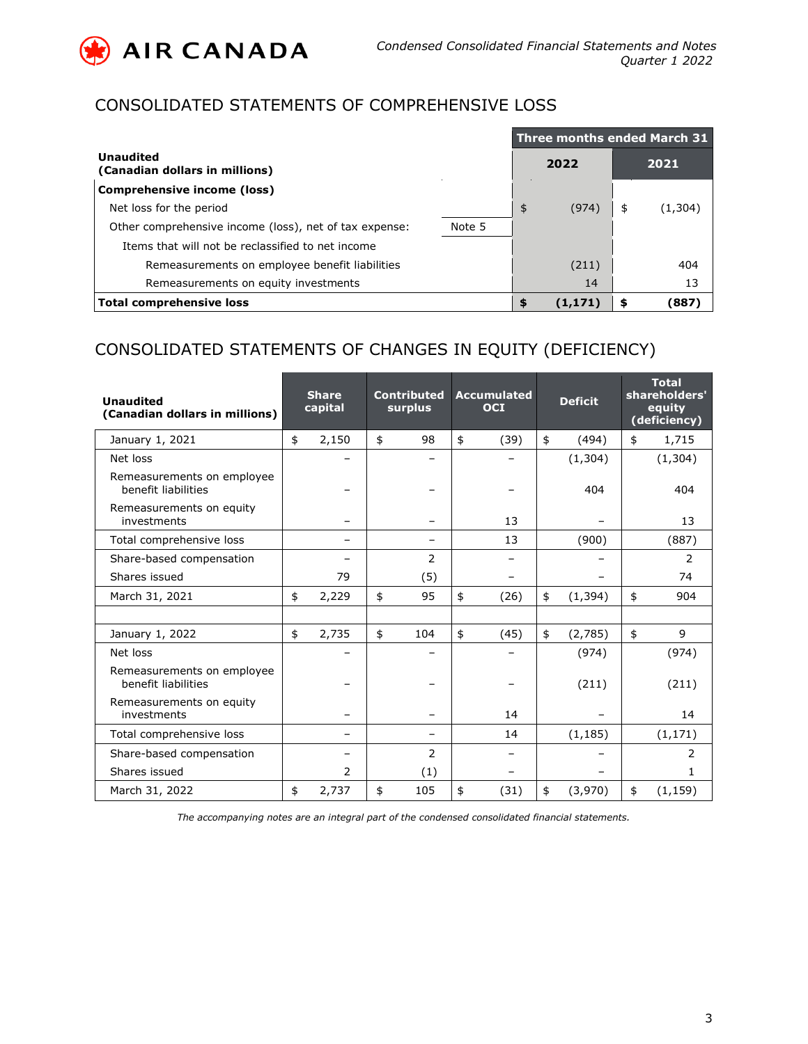# CONSOLIDATED STATEMENTS OF COMPREHENSIVE LOSS

| **Unaudited (Canadian dollars in millions)** | | **Three months ended March 31 2022** | **2021** |
|---|---|---|---|
| **Comprehensive income (loss)** | | | |
| Net loss for the period | | $ (974) | $ (1,304) |
| Other comprehensive income (loss), net of tax expense: | Note 5 | | |
| Items that will not be reclassified to net income | | | |
| Remeasurements on employee benefit liabilities | | (211) | 404 |
| Remeasurements on equity investments | | 14 | 13 |
| **Total comprehensive loss** | | **$ (1,171)** | **$ (887)** |

# CONSOLIDATED STATEMENTS OF CHANGES IN EQUITY (DEFICIENCY)

| **Unaudited (Canadian dollars in millions)** | **Share capital** | **Contributed surplus** | **Accumulated OCI** | **Deficit** | **Total shareholders' equity (deficiency)** |
|---|---|---|---|---|---|
| January 1, 2021 | $ 2,150 | $ 98 | $ (39) | $ (494) | $ 1,715 |
| Net loss | – | – | – | (1,304) | (1,304) |
| Remeasurements on employee benefit liabilities | – | – | – | 404 | 404 |
| Remeasurements on equity investments | – | – | 13 | – | 13 |
| Total comprehensive loss | – | – | 13 | (900) | (887) |
| Share-based compensation | – | 2 | – | – | 2 |
| Shares issued | 79 | (5) | – | – | 74 |
| March 31, 2021 | $ 2,229 | $ 95 | $ (26) | $ (1,394) | $ 904 |
| | | | | | |
| January 1, 2022 | $ 2,735 | $ 104 | $ (45) | $ (2,785) | $ 9 |
| Net loss | – | – | – | (974) | (974) |
| Remeasurements on employee benefit liabilities | – | – | – | (211) | (211) |
| Remeasurements on equity investments | – | – | 14 | – | 14 |
| Total comprehensive loss | – | – | 14 | (1,185) | (1,171) |
| Share-based compensation | – | 2 | – | – | 2 |
| Shares issued | 2 | (1) | – | – | 1 |
| March 31, 2022 | $ 2,737 | $ 105 | $ (31) | $ (3,970) | $ (1,159) |

*The accompanying notes are an integral part of the condensed consolidated financial statements.*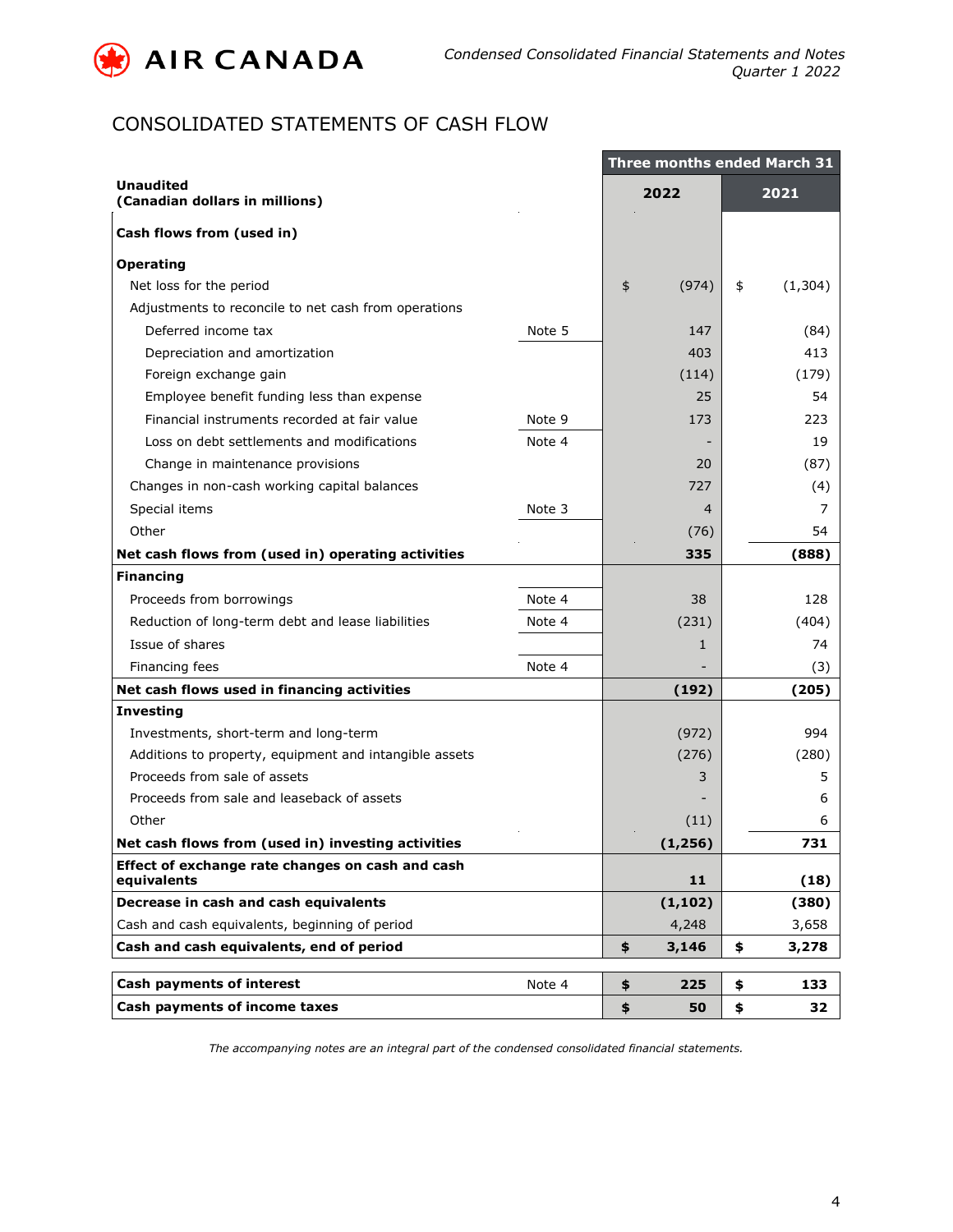# CONSOLIDATED STATEMENTS OF CASH FLOW

| Unaudited (Canadian dollars in millions) | | Three months ended March 31 2022 | 2021 |
|---|---|---|---|
| **Cash flows from (used in)** | | | |
| **Operating** | | | |
| Net loss for the period | | $ (974) | $ (1,304) |
| Adjustments to reconcile to net cash from operations | | | |
| Deferred income tax | Note 5 | 147 | (84) |
| Depreciation and amortization | | 403 | 413 |
| Foreign exchange gain | | (114) | (179) |
| Employee benefit funding less than expense | | 25 | 54 |
| Financial instruments recorded at fair value | Note 9 | 173 | 223 |
| Loss on debt settlements and modifications | Note 4 | - | 19 |
| Change in maintenance provisions | | 20 | (87) |
| Changes in non-cash working capital balances | | 727 | (4) |
| Special items | Note 3 | 4 | 7 |
| Other | | (76) | 54 |
| **Net cash flows from (used in) operating activities** | | **335** | **(888)** |
| **Financing** | | | |
| Proceeds from borrowings | Note 4 | 38 | 128 |
| Reduction of long-term debt and lease liabilities | Note 4 | (231) | (404) |
| Issue of shares | | 1 | 74 |
| Financing fees | Note 4 | - | (3) |
| **Net cash flows used in financing activities** | | **(192)** | **(205)** |
| **Investing** | | | |
| Investments, short-term and long-term | | (972) | 994 |
| Additions to property, equipment and intangible assets | | (276) | (280) |
| Proceeds from sale of assets | | 3 | 5 |
| Proceeds from sale and leaseback of assets | | - | 6 |
| Other | | (11) | 6 |
| **Net cash flows from (used in) investing activities** | | **(1,256)** | **731** |
| **Effect of exchange rate changes on cash and cash equivalents** | | **11** | **(18)** |
| **Decrease in cash and cash equivalents** | | **(1,102)** | **(380)** |
| Cash and cash equivalents, beginning of period | | 4,248 | 3,658 |
| **Cash and cash equivalents, end of period** | | **$ 3,146** | **$ 3,278** |
| | | | |
| **Cash payments of interest** | Note 4 | **$ 225** | **$ 133** |
| **Cash payments of income taxes** | | **$ 50** | **$ 32** |

*The accompanying notes are an integral part of the condensed consolidated financial statements.*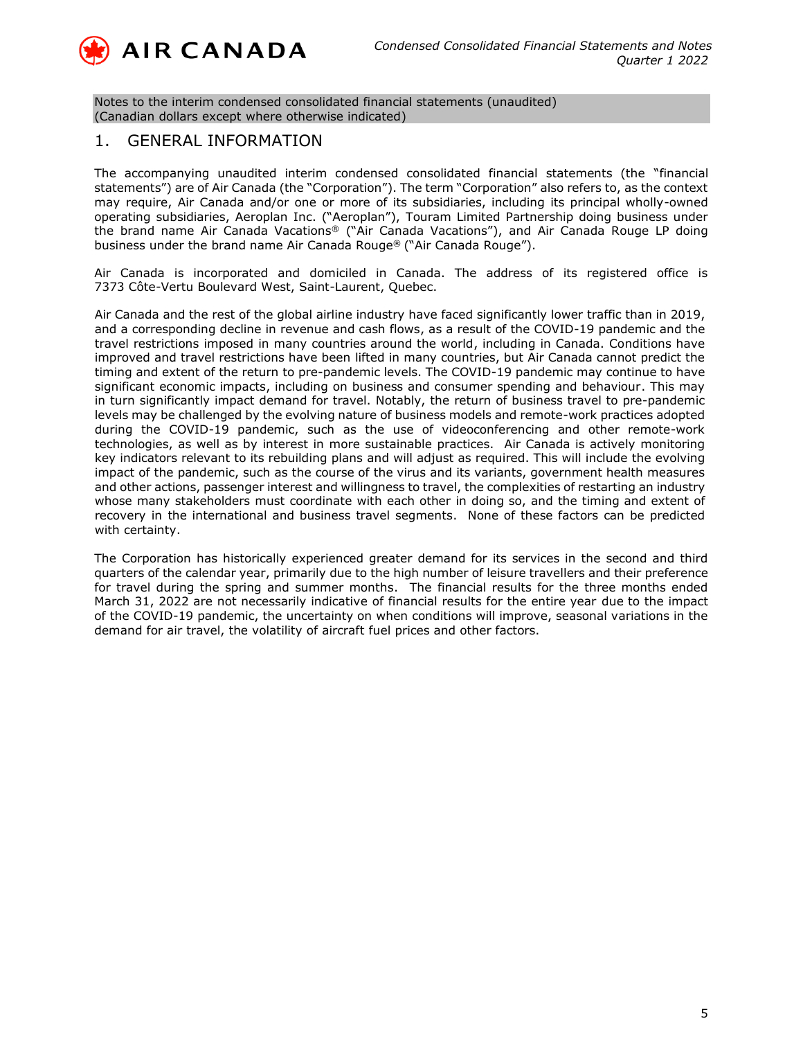Notes to the interim condensed consolidated financial statements (unaudited)
(Canadian dollars except where otherwise indicated)

## 1. GENERAL INFORMATION

The accompanying unaudited interim condensed consolidated financial statements (the "financial statements") are of Air Canada (the "Corporation"). The term "Corporation" also refers to, as the context may require, Air Canada and/or one or more of its subsidiaries, including its principal wholly-owned operating subsidiaries, Aeroplan Inc. ("Aeroplan"), Touram Limited Partnership doing business under the brand name Air Canada Vacations® ("Air Canada Vacations"), and Air Canada Rouge LP doing business under the brand name Air Canada Rouge® ("Air Canada Rouge").

Air Canada is incorporated and domiciled in Canada. The address of its registered office is 7373 Côte-Vertu Boulevard West, Saint-Laurent, Quebec.

Air Canada and the rest of the global airline industry have faced significantly lower traffic than in 2019, and a corresponding decline in revenue and cash flows, as a result of the COVID-19 pandemic and the travel restrictions imposed in many countries around the world, including in Canada. Conditions have improved and travel restrictions have been lifted in many countries, but Air Canada cannot predict the timing and extent of the return to pre-pandemic levels. The COVID-19 pandemic may continue to have significant economic impacts, including on business and consumer spending and behaviour. This may in turn significantly impact demand for travel. Notably, the return of business travel to pre-pandemic levels may be challenged by the evolving nature of business models and remote-work practices adopted during the COVID-19 pandemic, such as the use of videoconferencing and other remote-work technologies, as well as by interest in more sustainable practices. Air Canada is actively monitoring key indicators relevant to its rebuilding plans and will adjust as required. This will include the evolving impact of the pandemic, such as the course of the virus and its variants, government health measures and other actions, passenger interest and willingness to travel, the complexities of restarting an industry whose many stakeholders must coordinate with each other in doing so, and the timing and extent of recovery in the international and business travel segments. None of these factors can be predicted with certainty.

The Corporation has historically experienced greater demand for its services in the second and third quarters of the calendar year, primarily due to the high number of leisure travellers and their preference for travel during the spring and summer months. The financial results for the three months ended March 31, 2022 are not necessarily indicative of financial results for the entire year due to the impact of the COVID-19 pandemic, the uncertainty on when conditions will improve, seasonal variations in the demand for air travel, the volatility of aircraft fuel prices and other factors.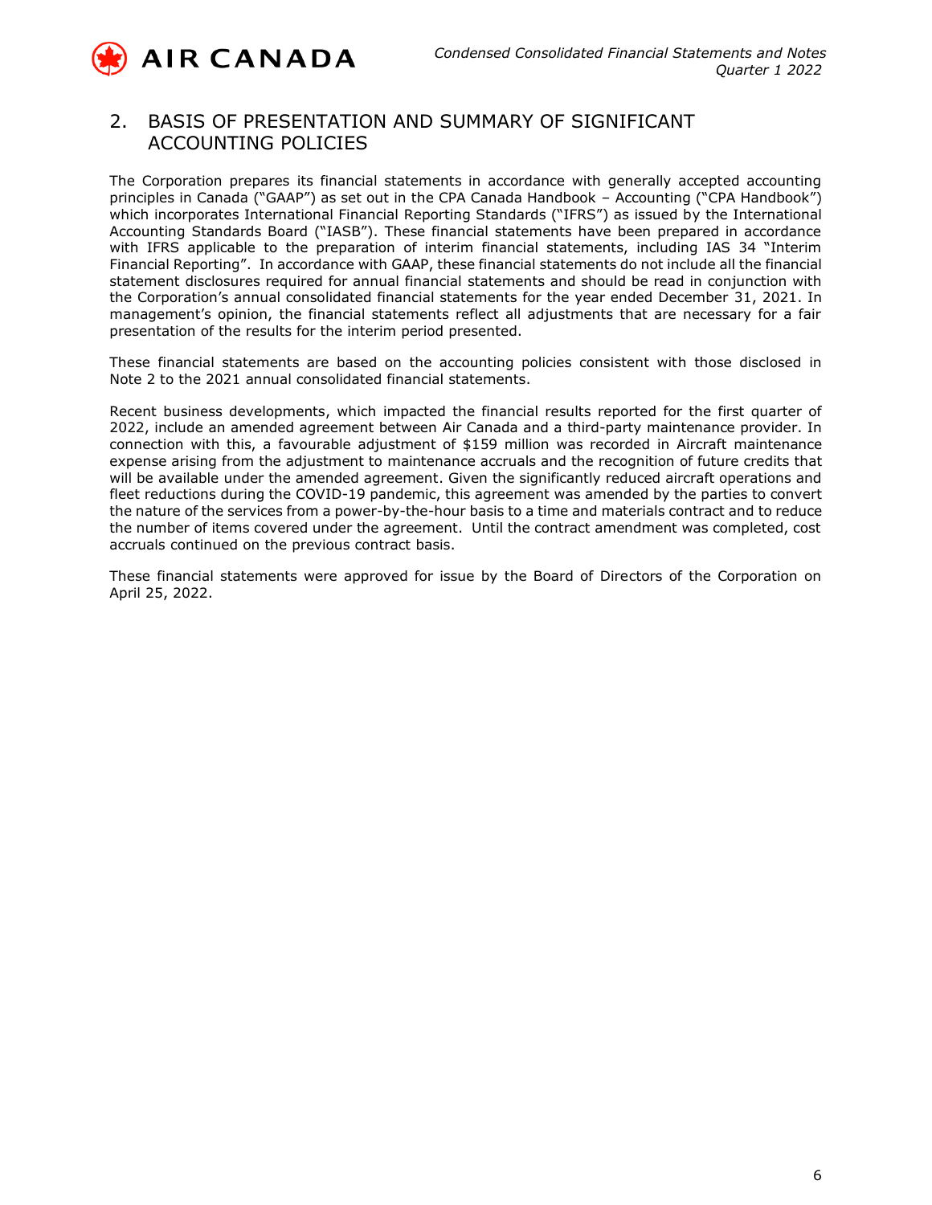## 2. BASIS OF PRESENTATION AND SUMMARY OF SIGNIFICANT ACCOUNTING POLICIES

The Corporation prepares its financial statements in accordance with generally accepted accounting principles in Canada ("GAAP") as set out in the CPA Canada Handbook – Accounting ("CPA Handbook") which incorporates International Financial Reporting Standards ("IFRS") as issued by the International Accounting Standards Board ("IASB"). These financial statements have been prepared in accordance with IFRS applicable to the preparation of interim financial statements, including IAS 34 "Interim Financial Reporting". In accordance with GAAP, these financial statements do not include all the financial statement disclosures required for annual financial statements and should be read in conjunction with the Corporation's annual consolidated financial statements for the year ended December 31, 2021. In management's opinion, the financial statements reflect all adjustments that are necessary for a fair presentation of the results for the interim period presented.

These financial statements are based on the accounting policies consistent with those disclosed in Note 2 to the 2021 annual consolidated financial statements.

Recent business developments, which impacted the financial results reported for the first quarter of 2022, include an amended agreement between Air Canada and a third-party maintenance provider. In connection with this, a favourable adjustment of $159 million was recorded in Aircraft maintenance expense arising from the adjustment to maintenance accruals and the recognition of future credits that will be available under the amended agreement. Given the significantly reduced aircraft operations and fleet reductions during the COVID-19 pandemic, this agreement was amended by the parties to convert the nature of the services from a power-by-the-hour basis to a time and materials contract and to reduce the number of items covered under the agreement. Until the contract amendment was completed, cost accruals continued on the previous contract basis.

These financial statements were approved for issue by the Board of Directors of the Corporation on April 25, 2022.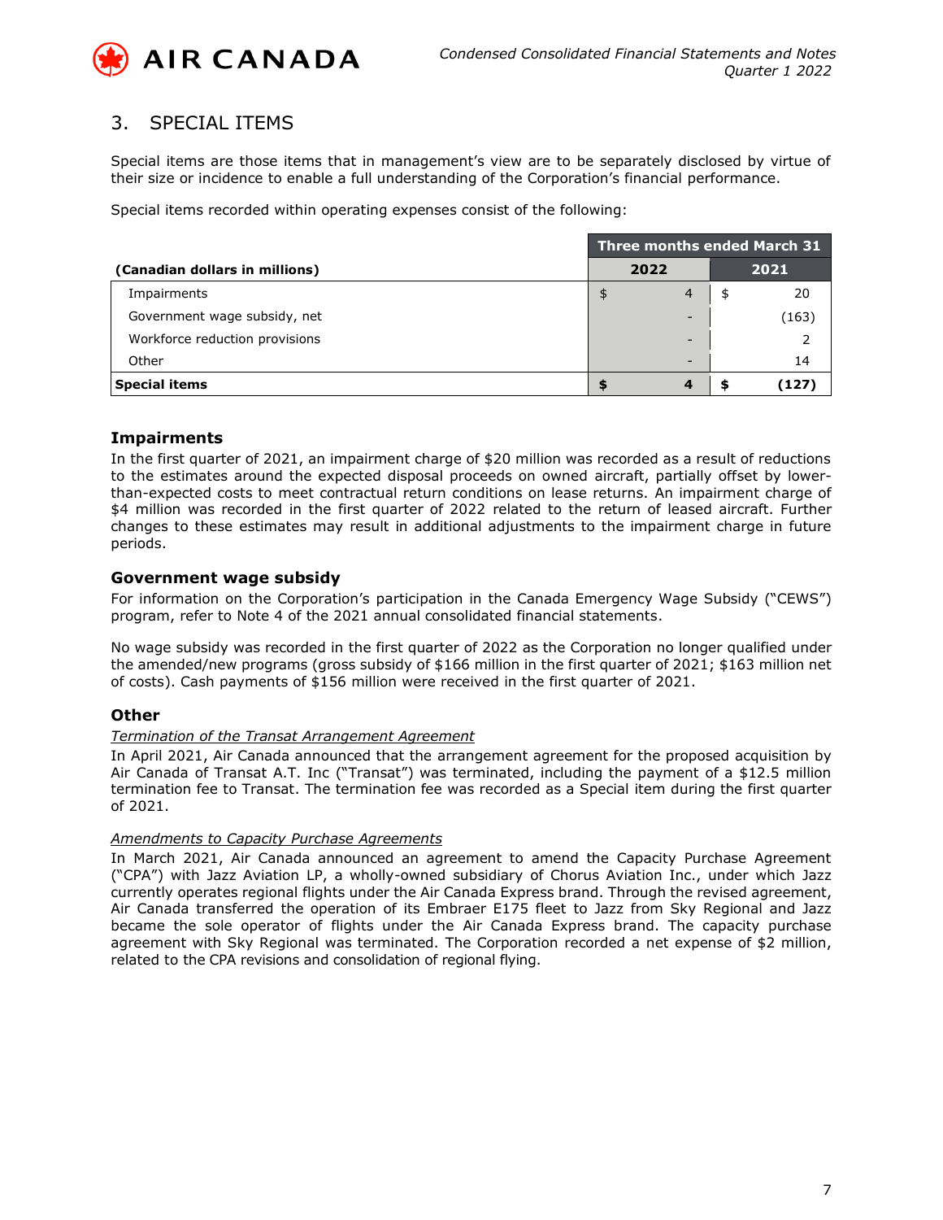## 3. SPECIAL ITEMS

Special items are those items that in management's view are to be separately disclosed by virtue of their size or incidence to enable a full understanding of the Corporation's financial performance.

Special items recorded within operating expenses consist of the following:

| | Three months ended March 31 | |
|---|---|---|
| **(Canadian dollars in millions)** | **2022** | **2021** |
| Impairments | $ 4 | $ 20 |
| Government wage subsidy, net | - | (163) |
| Workforce reduction provisions | - | 2 |
| Other | - | 14 |
| **Special items** | **$ 4** | **$ (127)** |

### Impairments

In the first quarter of 2021, an impairment charge of $20 million was recorded as a result of reductions to the estimates around the expected disposal proceeds on owned aircraft, partially offset by lower-than-expected costs to meet contractual return conditions on lease returns. An impairment charge of $4 million was recorded in the first quarter of 2022 related to the return of leased aircraft. Further changes to these estimates may result in additional adjustments to the impairment charge in future periods.

### Government wage subsidy

For information on the Corporation's participation in the Canada Emergency Wage Subsidy ("CEWS") program, refer to Note 4 of the 2021 annual consolidated financial statements.

No wage subsidy was recorded in the first quarter of 2022 as the Corporation no longer qualified under the amended/new programs (gross subsidy of $166 million in the first quarter of 2021; $163 million net of costs). Cash payments of $156 million were received in the first quarter of 2021.

### Other

*Termination of the Transat Arrangement Agreement*

In April 2021, Air Canada announced that the arrangement agreement for the proposed acquisition by Air Canada of Transat A.T. Inc ("Transat") was terminated, including the payment of a $12.5 million termination fee to Transat. The termination fee was recorded as a Special item during the first quarter of 2021.

*Amendments to Capacity Purchase Agreements*

In March 2021, Air Canada announced an agreement to amend the Capacity Purchase Agreement ("CPA") with Jazz Aviation LP, a wholly-owned subsidiary of Chorus Aviation Inc., under which Jazz currently operates regional flights under the Air Canada Express brand. Through the revised agreement, Air Canada transferred the operation of its Embraer E175 fleet to Jazz from Sky Regional and Jazz became the sole operator of flights under the Air Canada Express brand. The capacity purchase agreement with Sky Regional was terminated. The Corporation recorded a net expense of $2 million, related to the CPA revisions and consolidation of regional flying.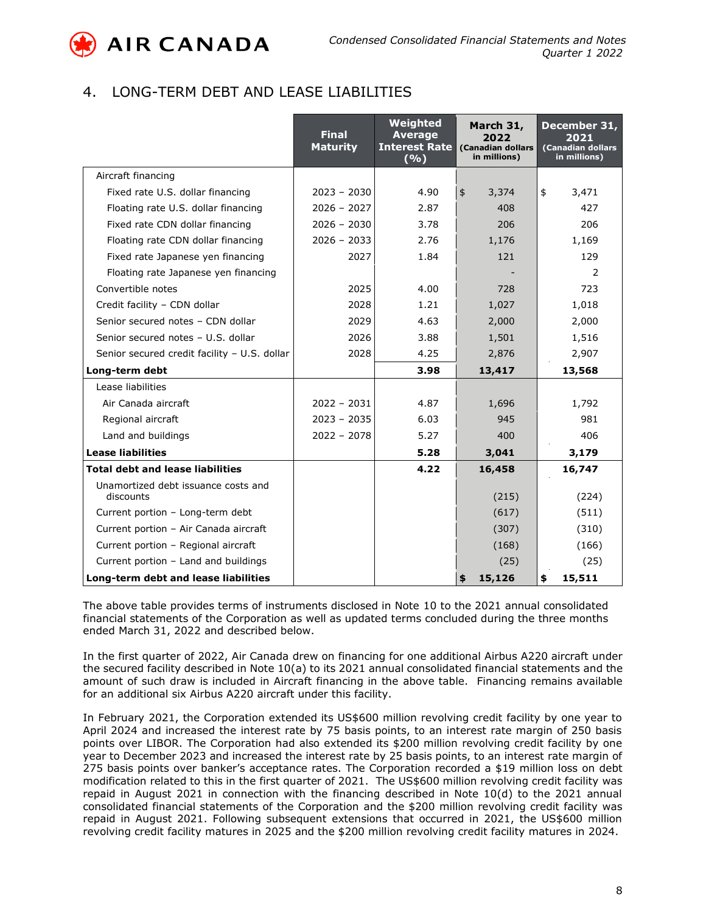## 4. LONG-TERM DEBT AND LEASE LIABILITIES

| | Final Maturity | Weighted Average Interest Rate (%) | March 31, 2022 (Canadian dollars in millions) | December 31, 2021 (Canadian dollars in millions) |
|---|---|---|---|---|
| Aircraft financing | | | | |
| Fixed rate U.S. dollar financing | 2023 – 2030 | 4.90 | $ 3,374 | $ 3,471 |
| Floating rate U.S. dollar financing | 2026 – 2027 | 2.87 | 408 | 427 |
| Fixed rate CDN dollar financing | 2026 – 2030 | 3.78 | 206 | 206 |
| Floating rate CDN dollar financing | 2026 – 2033 | 2.76 | 1,176 | 1,169 |
| Fixed rate Japanese yen financing | 2027 | 1.84 | 121 | 129 |
| Floating rate Japanese yen financing | | | - | 2 |
| Convertible notes | 2025 | 4.00 | 728 | 723 |
| Credit facility – CDN dollar | 2028 | 1.21 | 1,027 | 1,018 |
| Senior secured notes – CDN dollar | 2029 | 4.63 | 2,000 | 2,000 |
| Senior secured notes – U.S. dollar | 2026 | 3.88 | 1,501 | 1,516 |
| Senior secured credit facility – U.S. dollar | 2028 | 4.25 | 2,876 | 2,907 |
| **Long-term debt** | | **3.98** | **13,417** | **13,568** |
| Lease liabilities | | | | |
| Air Canada aircraft | 2022 – 2031 | 4.87 | 1,696 | 1,792 |
| Regional aircraft | 2023 – 2035 | 6.03 | 945 | 981 |
| Land and buildings | 2022 – 2078 | 5.27 | 400 | 406 |
| **Lease liabilities** | | **5.28** | **3,041** | **3,179** |
| **Total debt and lease liabilities** | | **4.22** | **16,458** | **16,747** |
| Unamortized debt issuance costs and discounts | | | (215) | (224) |
| Current portion – Long-term debt | | | (617) | (511) |
| Current portion – Air Canada aircraft | | | (307) | (310) |
| Current portion – Regional aircraft | | | (168) | (166) |
| Current portion – Land and buildings | | | (25) | (25) |
| **Long-term debt and lease liabilities** | | | **$ 15,126** | **$ 15,511** |

The above table provides terms of instruments disclosed in Note 10 to the 2021 annual consolidated financial statements of the Corporation as well as updated terms concluded during the three months ended March 31, 2022 and described below.

In the first quarter of 2022, Air Canada drew on financing for one additional Airbus A220 aircraft under the secured facility described in Note 10(a) to its 2021 annual consolidated financial statements and the amount of such draw is included in Aircraft financing in the above table. Financing remains available for an additional six Airbus A220 aircraft under this facility.

In February 2021, the Corporation extended its US$600 million revolving credit facility by one year to April 2024 and increased the interest rate by 75 basis points, to an interest rate margin of 250 basis points over LIBOR. The Corporation had also extended its $200 million revolving credit facility by one year to December 2023 and increased the interest rate by 25 basis points, to an interest rate margin of 275 basis points over banker's acceptance rates. The Corporation recorded a $19 million loss on debt modification related to this in the first quarter of 2021. The US$600 million revolving credit facility was repaid in August 2021 in connection with the financing described in Note 10(d) to the 2021 annual consolidated financial statements of the Corporation and the $200 million revolving credit facility was repaid in August 2021. Following subsequent extensions that occurred in 2021, the US$600 million revolving credit facility matures in 2025 and the $200 million revolving credit facility matures in 2024.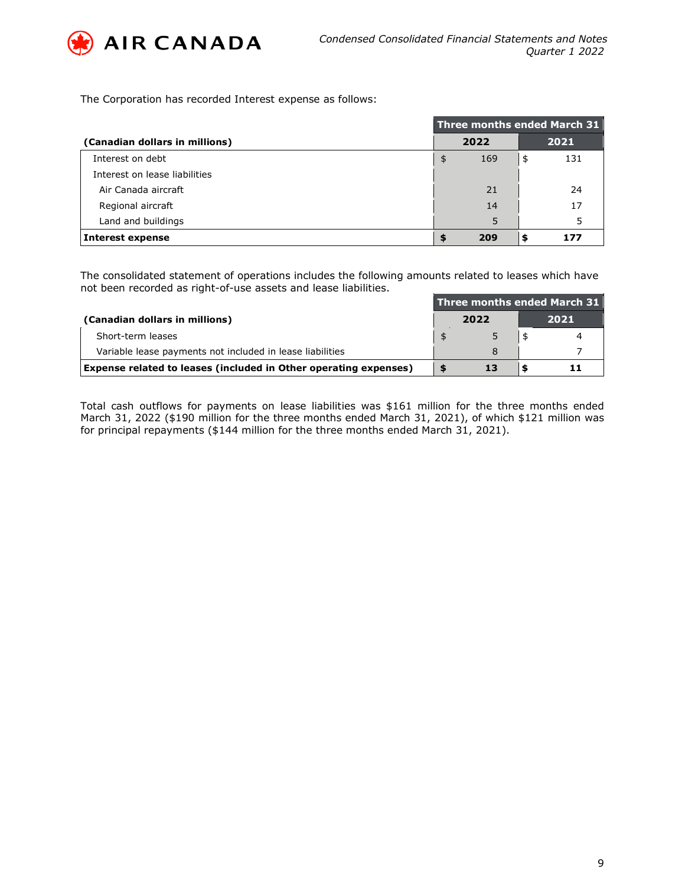The Corporation has recorded Interest expense as follows:

| (Canadian dollars in millions) | Three months ended March 31 | |
|---|---|---|
| | **2022** | **2021** |
| Interest on debt | $ 169 | $ 131 |
| Interest on lease liabilities | | |
| Air Canada aircraft | 21 | 24 |
| Regional aircraft | 14 | 17 |
| Land and buildings | 5 | 5 |
| **Interest expense** | **$ 209** | **$ 177** |

The consolidated statement of operations includes the following amounts related to leases which have not been recorded as right-of-use assets and lease liabilities.

| (Canadian dollars in millions) | Three months ended March 31 | |
|---|---|---|
| | **2022** | **2021** |
| Short-term leases | $ 5 | $ 4 |
| Variable lease payments not included in lease liabilities | 8 | 7 |
| **Expense related to leases (included in Other operating expenses)** | **$ 13** | **$ 11** |

Total cash outflows for payments on lease liabilities was $161 million for the three months ended March 31, 2022 ($190 million for the three months ended March 31, 2021), of which $121 million was for principal repayments ($144 million for the three months ended March 31, 2021).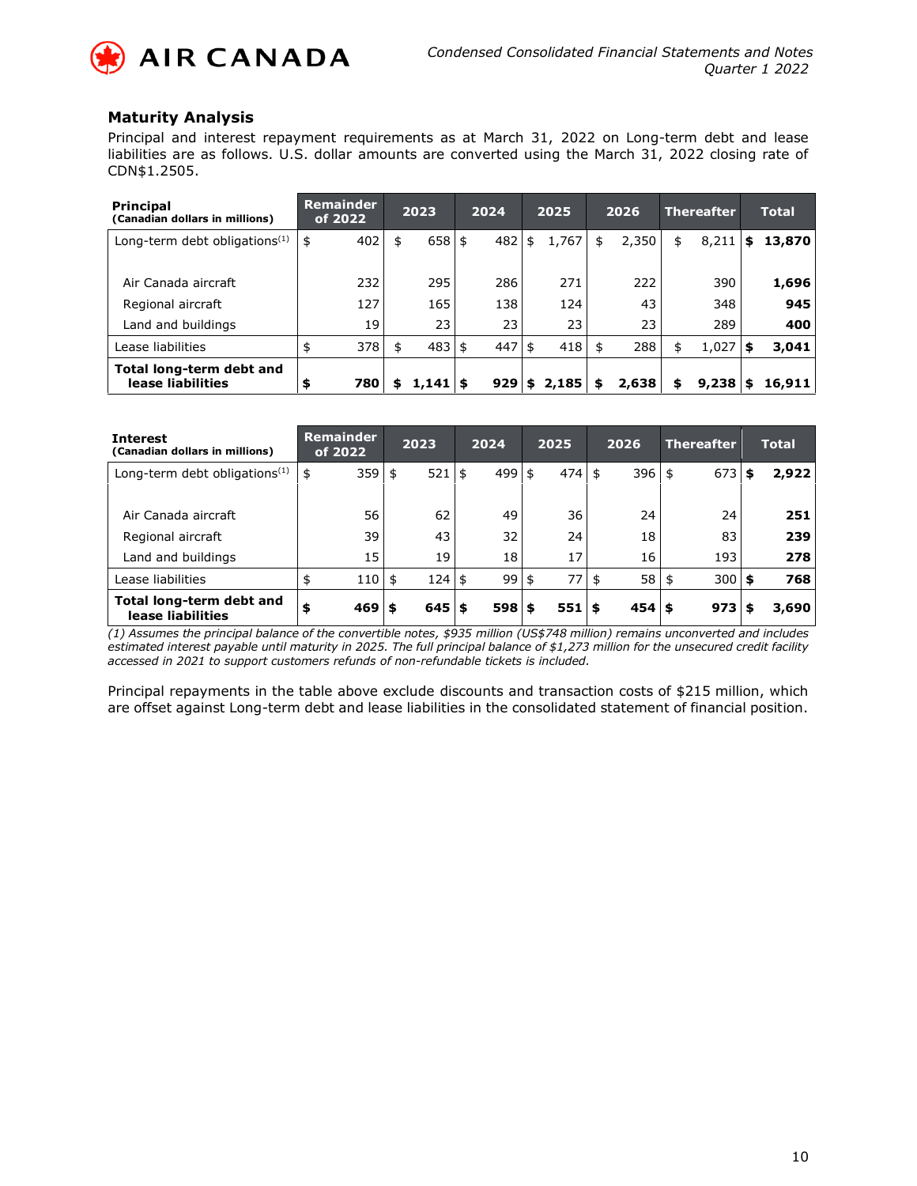## Maturity Analysis

Principal and interest repayment requirements as at March 31, 2022 on Long-term debt and lease liabilities are as follows. U.S. dollar amounts are converted using the March 31, 2022 closing rate of CDN$1.2505.

| **Principal** (Canadian dollars in millions) | Remainder of 2022 | 2023 | 2024 | 2025 | 2026 | Thereafter | Total |
|---|---|---|---|---|---|---|---|
| Long-term debt obligations[1] | $ 402 | $ 658 | $ 482 | $ 1,767 | $ 2,350 | $ 8,211 | **$ 13,870** |
| Air Canada aircraft | 232 | 295 | 286 | 271 | 222 | 390 | **1,696** |
| Regional aircraft | 127 | 165 | 138 | 124 | 43 | 348 | **945** |
| Land and buildings | 19 | 23 | 23 | 23 | 23 | 289 | **400** |
| Lease liabilities | $ 378 | $ 483 | $ 447 | $ 418 | $ 288 | $ 1,027 | **$ 3,041** |
| **Total long-term debt and lease liabilities** | **$ 780** | **$ 1,141** | **$ 929** | **$ 2,185** | **$ 2,638** | **$ 9,238** | **$ 16,911** |

| **Interest** (Canadian dollars in millions) | Remainder of 2022 | 2023 | 2024 | 2025 | 2026 | Thereafter | Total |
|---|---|---|---|---|---|---|---|
| Long-term debt obligations[1] | $ 359 | $ 521 | $ 499 | $ 474 | $ 396 | $ 673 | **$ 2,922** |
| Air Canada aircraft | 56 | 62 | 49 | 36 | 24 | 24 | **251** |
| Regional aircraft | 39 | 43 | 32 | 24 | 18 | 83 | **239** |
| Land and buildings | 15 | 19 | 18 | 17 | 16 | 193 | **278** |
| Lease liabilities | $ 110 | $ 124 | $ 99 | $ 77 | $ 58 | $ 300 | **$ 768** |
| **Total long-term debt and lease liabilities** | **$ 469** | **$ 645** | **$ 598** | **$ 551** | **$ 454** | **$ 973** | **$ 3,690** |

*(1) Assumes the principal balance of the convertible notes, $935 million (US$748 million) remains unconverted and includes estimated interest payable until maturity in 2025. The full principal balance of $1,273 million for the unsecured credit facility accessed in 2021 to support customers refunds of non-refundable tickets is included.*

Principal repayments in the table above exclude discounts and transaction costs of $215 million, which are offset against Long-term debt and lease liabilities in the consolidated statement of financial position.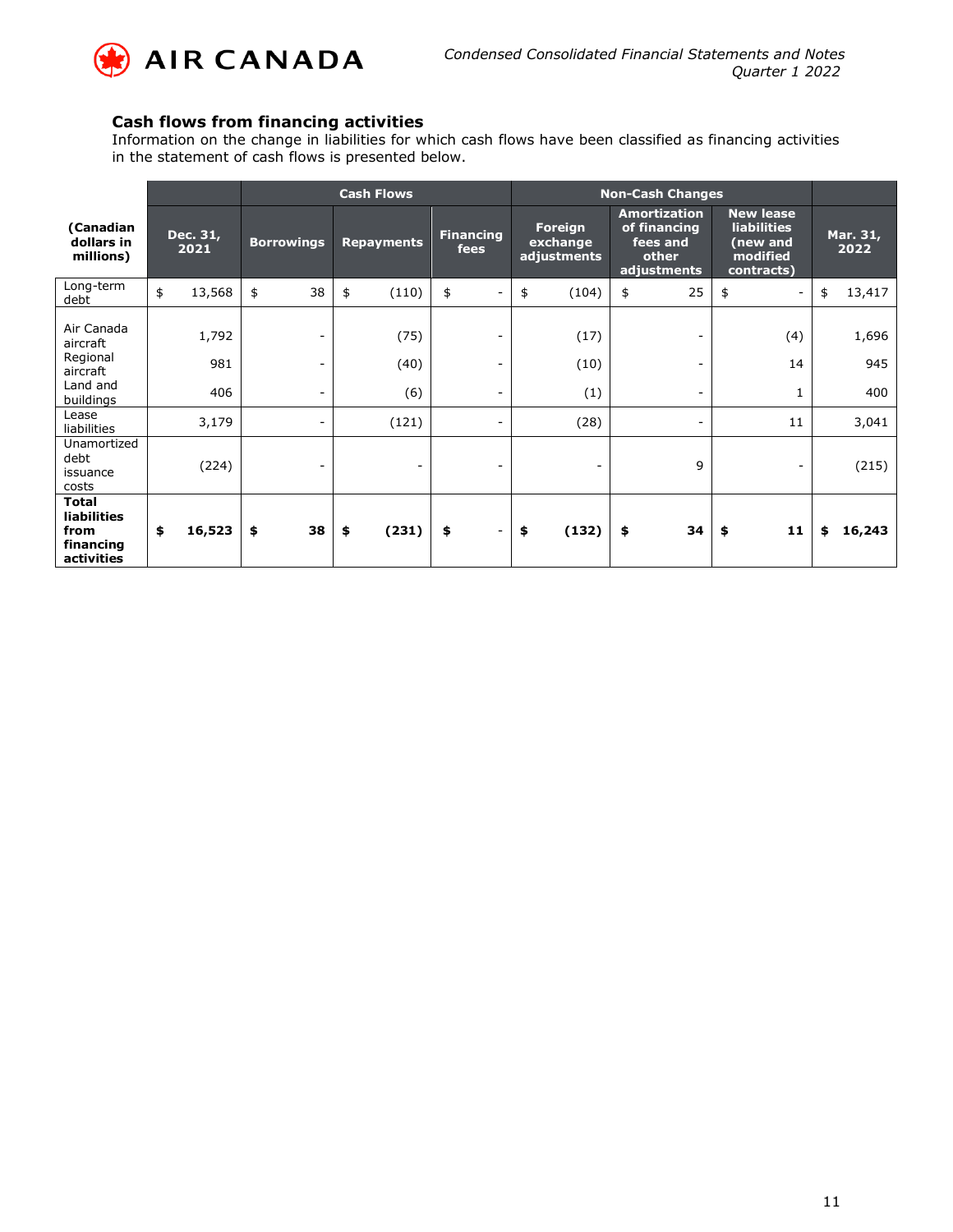### Cash flows from financing activities

Information on the change in liabilities for which cash flows have been classified as financing activities in the statement of cash flows is presented below.

| (Canadian dollars in millions) | Dec. 31, 2021 | Cash Flows | | | Non-Cash Changes | | | Mar. 31, 2022 |
|---|---|---|---|---|---|---|---|---|
| | | Borrowings | Repayments | Financing fees | Foreign exchange adjustments | Amortization of financing fees and other adjustments | New lease liabilities (new and modified contracts) | |
| Long-term debt | $ 13,568 | $ 38 | $ (110) | $ - | $ (104) | $ 25 | $ - | $ 13,417 |
| Air Canada aircraft | 1,792 | - | (75) | - | (17) | - | (4) | 1,696 |
| Regional aircraft | 981 | - | (40) | - | (10) | - | 14 | 945 |
| Land and buildings | 406 | - | (6) | - | (1) | - | 1 | 400 |
| Lease liabilities | 3,179 | - | (121) | - | (28) | - | 11 | 3,041 |
| Unamortized debt issuance costs | (224) | - | - | - | - | 9 | - | (215) |
| **Total liabilities from financing activities** | **$ 16,523** | **$ 38** | **$ (231)** | **$ -** | **$ (132)** | **$ 34** | **$ 11** | **$ 16,243** |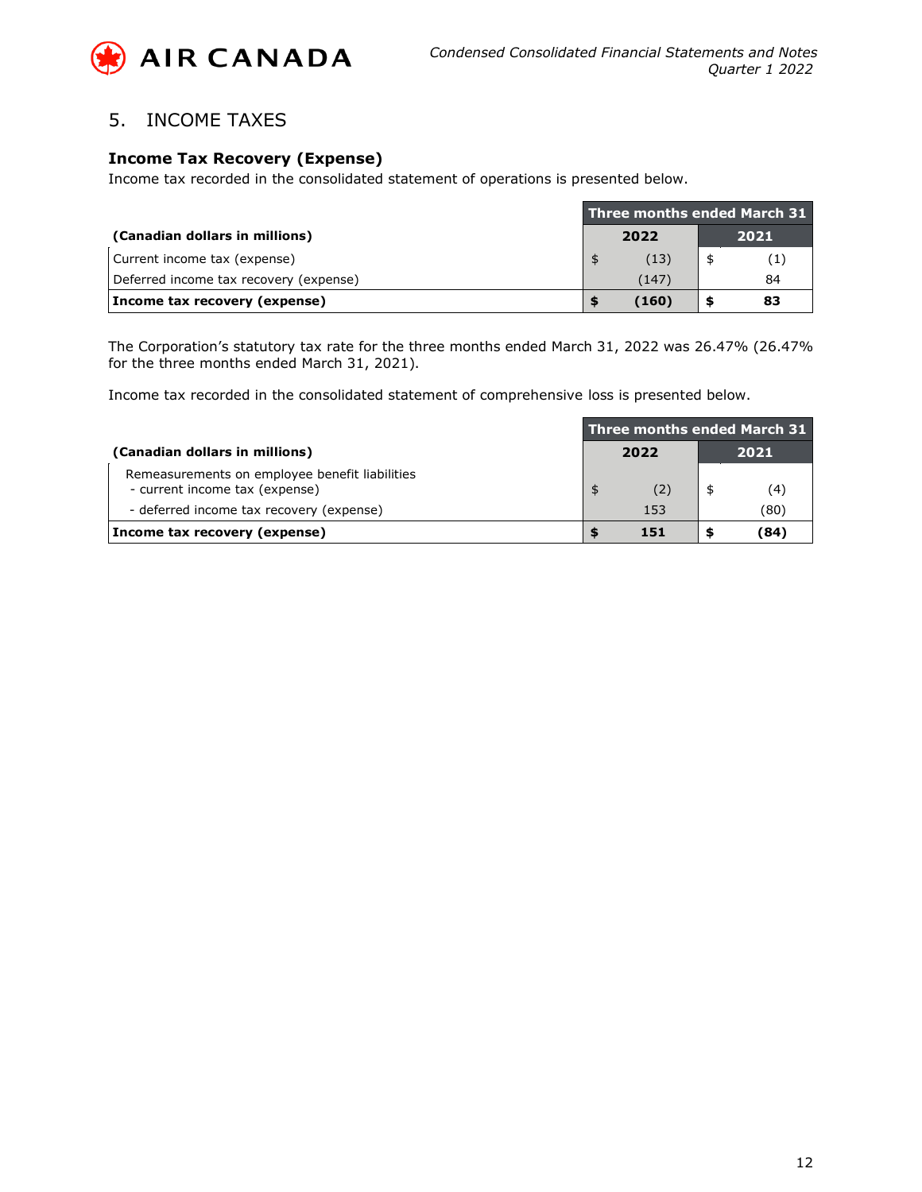## 5. INCOME TAXES

### Income Tax Recovery (Expense)

Income tax recorded in the consolidated statement of operations is presented below.

| (Canadian dollars in millions) | Three months ended March 31 | |
|---|---|---|
| | 2022 | 2021 |
| Current income tax (expense) | $ (13) | $ (1) |
| Deferred income tax recovery (expense) | (147) | 84 |
| **Income tax recovery (expense)** | **$ (160)** | **$ 83** |

The Corporation's statutory tax rate for the three months ended March 31, 2022 was 26.47% (26.47% for the three months ended March 31, 2021).

Income tax recorded in the consolidated statement of comprehensive loss is presented below.

| (Canadian dollars in millions) | Three months ended March 31 | |
|---|---|---|
| | 2022 | 2021 |
| Remeasurements on employee benefit liabilities<br>- current income tax (expense) | $ (2) | $ (4) |
| - deferred income tax recovery (expense) | 153 | (80) |
| **Income tax recovery (expense)** | **$ 151** | **$ (84)** |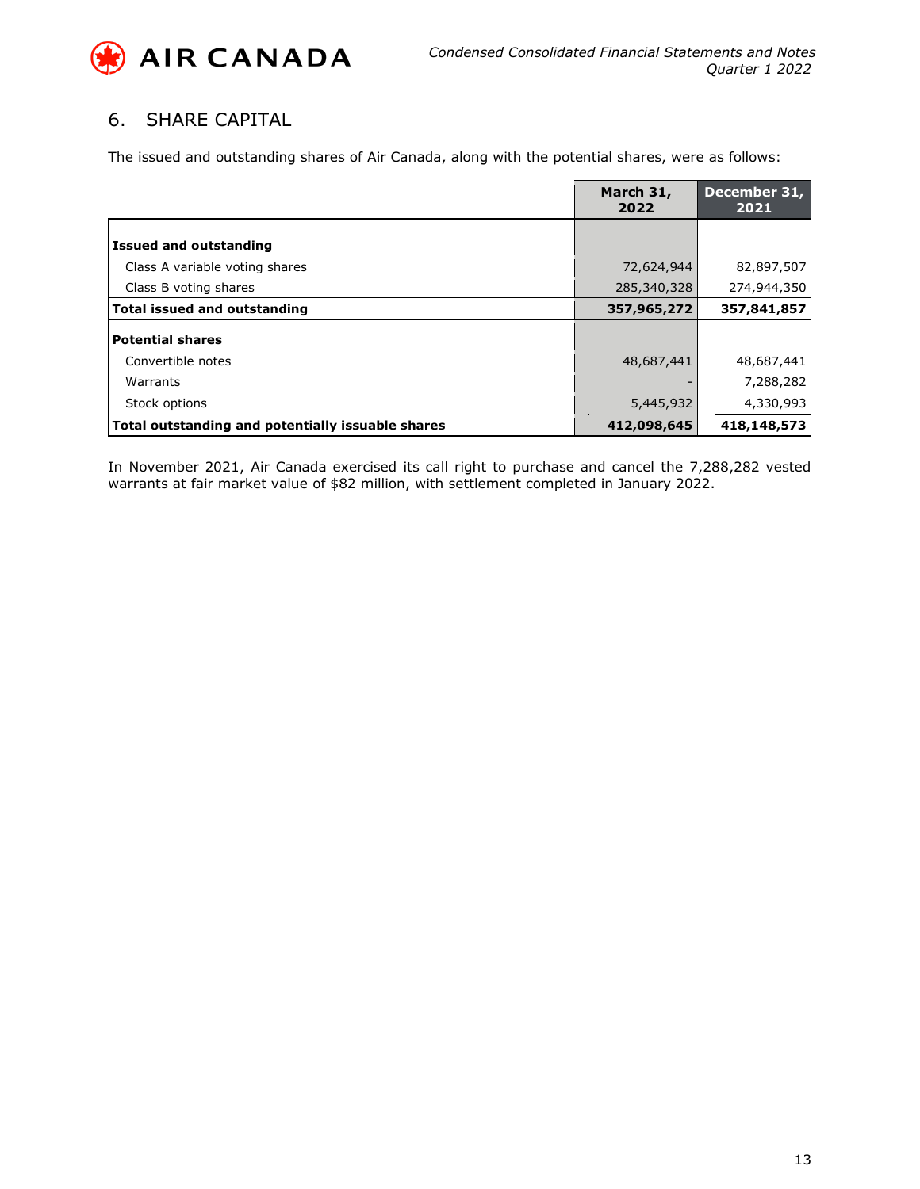## 6. SHARE CAPITAL

The issued and outstanding shares of Air Canada, along with the potential shares, were as follows:

| | March 31, 2022 | December 31, 2021 |
|---|---|---|
| **Issued and outstanding** | | |
| Class A variable voting shares | 72,624,944 | 82,897,507 |
| Class B voting shares | 285,340,328 | 274,944,350 |
| **Total issued and outstanding** | **357,965,272** | **357,841,857** |
| **Potential shares** | | |
| Convertible notes | 48,687,441 | 48,687,441 |
| Warrants | - | 7,288,282 |
| Stock options | 5,445,932 | 4,330,993 |
| **Total outstanding and potentially issuable shares** | **412,098,645** | **418,148,573** |

In November 2021, Air Canada exercised its call right to purchase and cancel the 7,288,282 vested warrants at fair market value of $82 million, with settlement completed in January 2022.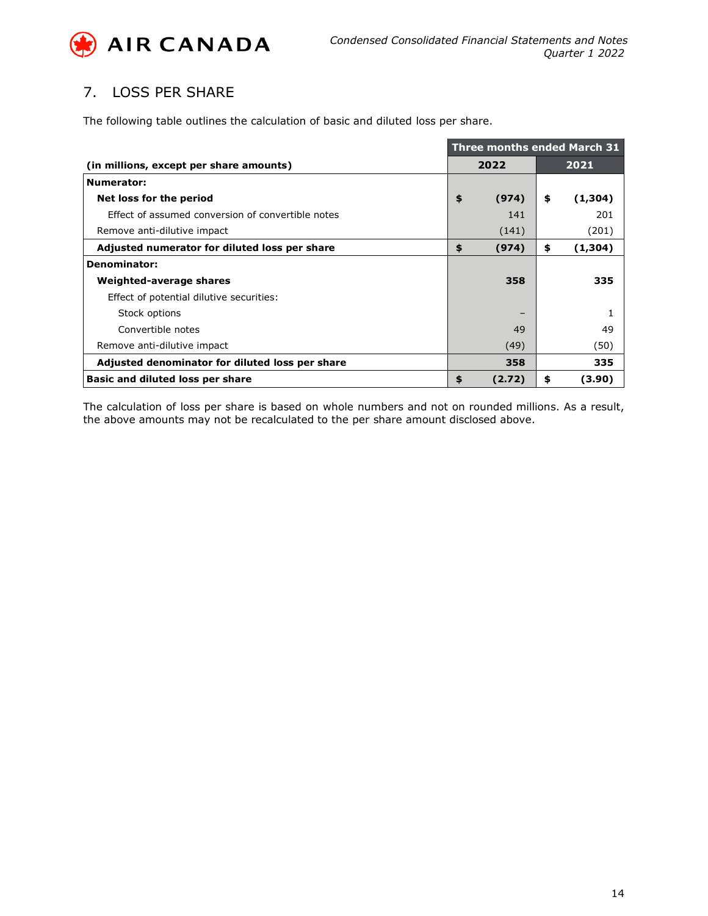## 7. LOSS PER SHARE

The following table outlines the calculation of basic and diluted loss per share.

| | Three months ended March 31 | |
|---|---|---|
| **(in millions, except per share amounts)** | **2022** | **2021** |
| **Numerator:** | | |
| **Net loss for the period** | **$ (974)** | **$ (1,304)** |
| Effect of assumed conversion of convertible notes | 141 | 201 |
| Remove anti-dilutive impact | (141) | (201) |
| **Adjusted numerator for diluted loss per share** | **$ (974)** | **$ (1,304)** |
| **Denominator:** | | |
| **Weighted-average shares** | **358** | **335** |
| Effect of potential dilutive securities: | | |
| Stock options | – | 1 |
| Convertible notes | 49 | 49 |
| Remove anti-dilutive impact | (49) | (50) |
| **Adjusted denominator for diluted loss per share** | **358** | **335** |
| **Basic and diluted loss per share** | **$ (2.72)** | **$ (3.90)** |

The calculation of loss per share is based on whole numbers and not on rounded millions. As a result, the above amounts may not be recalculated to the per share amount disclosed above.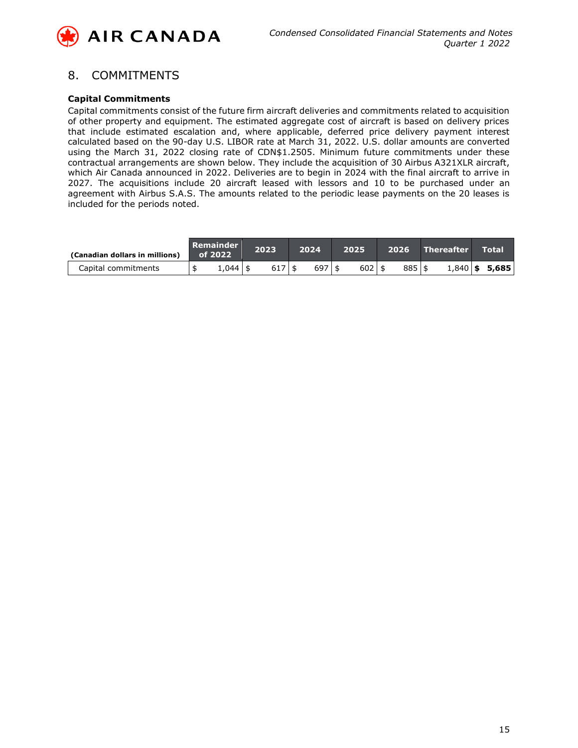## 8. COMMITMENTS

### Capital Commitments

Capital commitments consist of the future firm aircraft deliveries and commitments related to acquisition of other property and equipment. The estimated aggregate cost of aircraft is based on delivery prices that include estimated escalation and, where applicable, deferred price delivery payment interest calculated based on the 90-day U.S. LIBOR rate at March 31, 2022. U.S. dollar amounts are converted using the March 31, 2022 closing rate of CDN$1.2505. Minimum future commitments under these contractual arrangements are shown below. They include the acquisition of 30 Airbus A321XLR aircraft, which Air Canada announced in 2022. Deliveries are to begin in 2024 with the final aircraft to arrive in 2027. The acquisitions include 20 aircraft leased with lessors and 10 to be purchased under an agreement with Airbus S.A.S. The amounts related to the periodic lease payments on the 20 leases is included for the periods noted.

| (Canadian dollars in millions) | Remainder of 2022 | 2023 | 2024 | 2025 | 2026 | Thereafter | Total |
|---|---|---|---|---|---|---|---|
| Capital commitments | $ 1,044 | $ 617 | $ 697 | $ 602 | $ 885 | $ 1,840 | **$ 5,685** |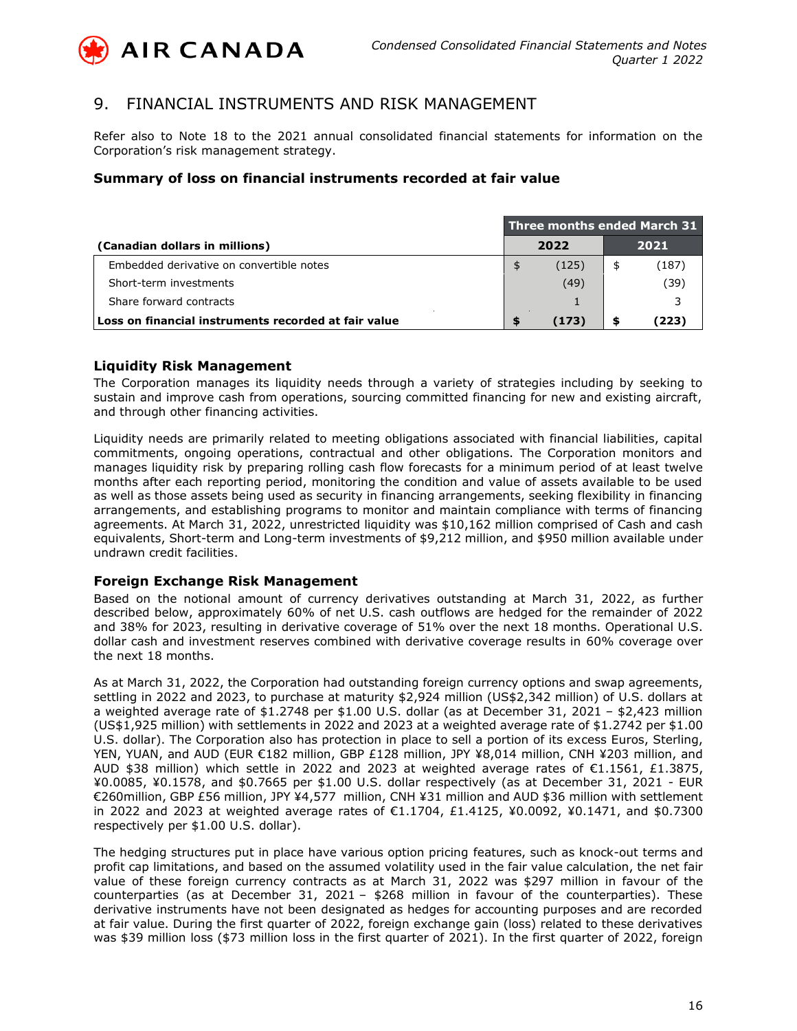## 9. FINANCIAL INSTRUMENTS AND RISK MANAGEMENT

Refer also to Note 18 to the 2021 annual consolidated financial statements for information on the Corporation's risk management strategy.

### Summary of loss on financial instruments recorded at fair value

| | Three months ended March 31 | |
|---|---|---|
| **(Canadian dollars in millions)** | **2022** | **2021** |
| Embedded derivative on convertible notes | $ (125) | $ (187) |
| Short-term investments | (49) | (39) |
| Share forward contracts | 1 | 3 |
| **Loss on financial instruments recorded at fair value** | **$ (173)** | **$ (223)** |

### Liquidity Risk Management

The Corporation manages its liquidity needs through a variety of strategies including by seeking to sustain and improve cash from operations, sourcing committed financing for new and existing aircraft, and through other financing activities.

Liquidity needs are primarily related to meeting obligations associated with financial liabilities, capital commitments, ongoing operations, contractual and other obligations. The Corporation monitors and manages liquidity risk by preparing rolling cash flow forecasts for a minimum period of at least twelve months after each reporting period, monitoring the condition and value of assets available to be used as well as those assets being used as security in financing arrangements, seeking flexibility in financing arrangements, and establishing programs to monitor and maintain compliance with terms of financing agreements. At March 31, 2022, unrestricted liquidity was $10,162 million comprised of Cash and cash equivalents, Short-term and Long-term investments of $9,212 million, and $950 million available under undrawn credit facilities.

### Foreign Exchange Risk Management

Based on the notional amount of currency derivatives outstanding at March 31, 2022, as further described below, approximately 60% of net U.S. cash outflows are hedged for the remainder of 2022 and 38% for 2023, resulting in derivative coverage of 51% over the next 18 months. Operational U.S. dollar cash and investment reserves combined with derivative coverage results in 60% coverage over the next 18 months.

As at March 31, 2022, the Corporation had outstanding foreign currency options and swap agreements, settling in 2022 and 2023, to purchase at maturity $2,924 million (US$2,342 million) of U.S. dollars at a weighted average rate of $1.2748 per $1.00 U.S. dollar (as at December 31, 2021 – $2,423 million (US$1,925 million) with settlements in 2022 and 2023 at a weighted average rate of $1.2742 per $1.00 U.S. dollar). The Corporation also has protection in place to sell a portion of its excess Euros, Sterling, YEN, YUAN, and AUD (EUR €182 million, GBP £128 million, JPY ¥8,014 million, CNH ¥203 million, and AUD $38 million) which settle in 2022 and 2023 at weighted average rates of €1.1561, £1.3875, ¥0.0085, ¥0.1578, and $0.7665 per $1.00 U.S. dollar respectively (as at December 31, 2021 - EUR €260million, GBP £56 million, JPY ¥4,577 million, CNH ¥31 million and AUD $36 million with settlement in 2022 and 2023 at weighted average rates of €1.1704, £1.4125, ¥0.0092, ¥0.1471, and $0.7300 respectively per $1.00 U.S. dollar).

The hedging structures put in place have various option pricing features, such as knock-out terms and profit cap limitations, and based on the assumed volatility used in the fair value calculation, the net fair value of these foreign currency contracts as at March 31, 2022 was $297 million in favour of the counterparties (as at December 31, 2021 – $268 million in favour of the counterparties). These derivative instruments have not been designated as hedges for accounting purposes and are recorded at fair value. During the first quarter of 2022, foreign exchange gain (loss) related to these derivatives was $39 million loss ($73 million loss in the first quarter of 2021). In the first quarter of 2022, foreign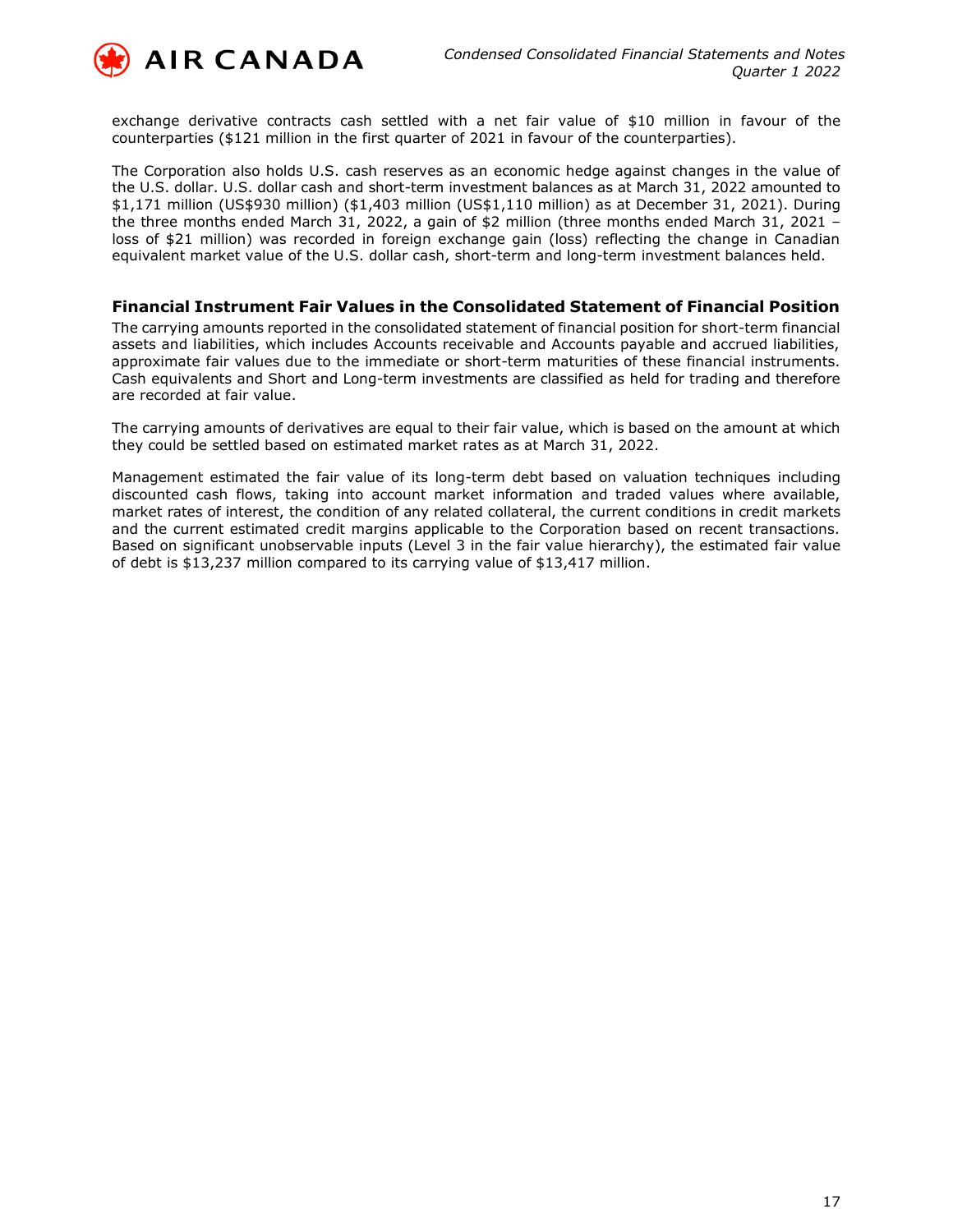exchange derivative contracts cash settled with a net fair value of $10 million in favour of the counterparties ($121 million in the first quarter of 2021 in favour of the counterparties).

The Corporation also holds U.S. cash reserves as an economic hedge against changes in the value of the U.S. dollar. U.S. dollar cash and short-term investment balances as at March 31, 2022 amounted to $1,171 million (US$930 million) ($1,403 million (US$1,110 million) as at December 31, 2021). During the three months ended March 31, 2022, a gain of $2 million (three months ended March 31, 2021 – loss of $21 million) was recorded in foreign exchange gain (loss) reflecting the change in Canadian equivalent market value of the U.S. dollar cash, short-term and long-term investment balances held.

## Financial Instrument Fair Values in the Consolidated Statement of Financial Position

The carrying amounts reported in the consolidated statement of financial position for short-term financial assets and liabilities, which includes Accounts receivable and Accounts payable and accrued liabilities, approximate fair values due to the immediate or short-term maturities of these financial instruments. Cash equivalents and Short and Long-term investments are classified as held for trading and therefore are recorded at fair value.

The carrying amounts of derivatives are equal to their fair value, which is based on the amount at which they could be settled based on estimated market rates as at March 31, 2022.

Management estimated the fair value of its long-term debt based on valuation techniques including discounted cash flows, taking into account market information and traded values where available, market rates of interest, the condition of any related collateral, the current conditions in credit markets and the current estimated credit margins applicable to the Corporation based on recent transactions. Based on significant unobservable inputs (Level 3 in the fair value hierarchy), the estimated fair value of debt is $13,237 million compared to its carrying value of $13,417 million.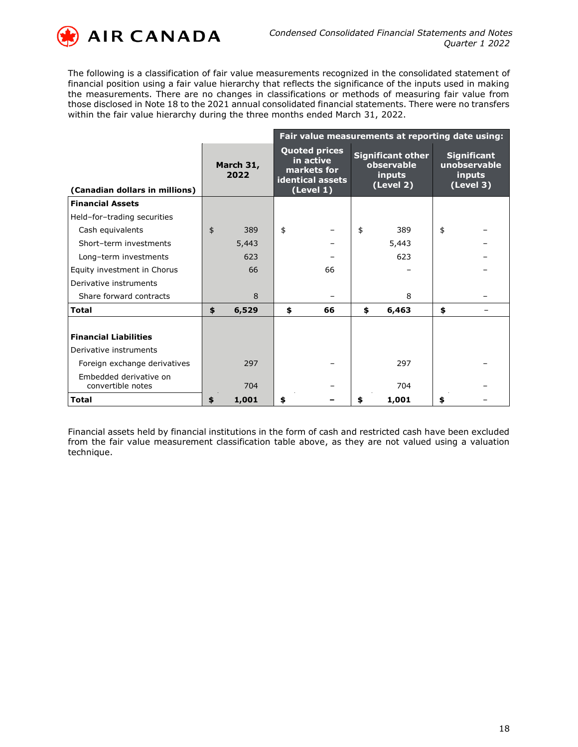The following is a classification of fair value measurements recognized in the consolidated statement of financial position using a fair value hierarchy that reflects the significance of the inputs used in making the measurements. There are no changes in classifications or methods of measuring fair value from those disclosed in Note 18 to the 2021 annual consolidated financial statements. There were no transfers within the fair value hierarchy during the three months ended March 31, 2022.

| | | Fair value measurements at reporting date using: | | |
|---|---|---|---|---|
| **(Canadian dollars in millions)** | **March 31, 2022** | **Quoted prices in active markets for identical assets (Level 1)** | **Significant other observable inputs (Level 2)** | **Significant unobservable inputs (Level 3)** |
| **Financial Assets** | | | | |
| Held-for-trading securities | | | | |
| Cash equivalents | $ 389 | $ – | $ 389 | $ – |
| Short-term investments | 5,443 | – | 5,443 | – |
| Long-term investments | 623 | – | 623 | – |
| Equity investment in Chorus | 66 | 66 | – | – |
| Derivative instruments | | | | |
| Share forward contracts | 8 | – | 8 | – |
| **Total** | **$ 6,529** | **$ 66** | **$ 6,463** | **$ –** |
| | | | | |
| **Financial Liabilities** | | | | |
| Derivative instruments | | | | |
| Foreign exchange derivatives | 297 | – | 297 | – |
| Embedded derivative on convertible notes | 704 | – | 704 | – |
| **Total** | **$ 1,001** | **$ –** | **$ 1,001** | **$ –** |

Financial assets held by financial institutions in the form of cash and restricted cash have been excluded from the fair value measurement classification table above, as they are not valued using a valuation technique.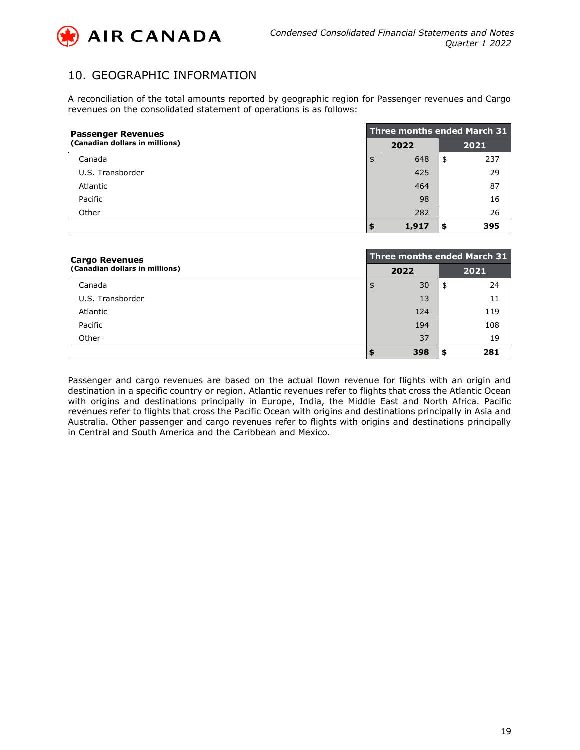## 10. GEOGRAPHIC INFORMATION

A reconciliation of the total amounts reported by geographic region for Passenger revenues and Cargo revenues on the consolidated statement of operations is as follows:

| **Passenger Revenues** (Canadian dollars in millions) | Three months ended March 31 | |
|---|---|---|
| | **2022** | **2021** |
| Canada | $ 648 | $ 237 |
| U.S. Transborder | 425 | 29 |
| Atlantic | 464 | 87 |
| Pacific | 98 | 16 |
| Other | 282 | 26 |
| | **$ 1,917** | **$ 395** |

| **Cargo Revenues** (Canadian dollars in millions) | Three months ended March 31 | |
|---|---|---|
| | **2022** | **2021** |
| Canada | $ 30 | $ 24 |
| U.S. Transborder | 13 | 11 |
| Atlantic | 124 | 119 |
| Pacific | 194 | 108 |
| Other | 37 | 19 |
| | **$ 398** | **$ 281** |

Passenger and cargo revenues are based on the actual flown revenue for flights with an origin and destination in a specific country or region. Atlantic revenues refer to flights that cross the Atlantic Ocean with origins and destinations principally in Europe, India, the Middle East and North Africa. Pacific revenues refer to flights that cross the Pacific Ocean with origins and destinations principally in Asia and Australia. Other passenger and cargo revenues refer to flights with origins and destinations principally in Central and South America and the Caribbean and Mexico.